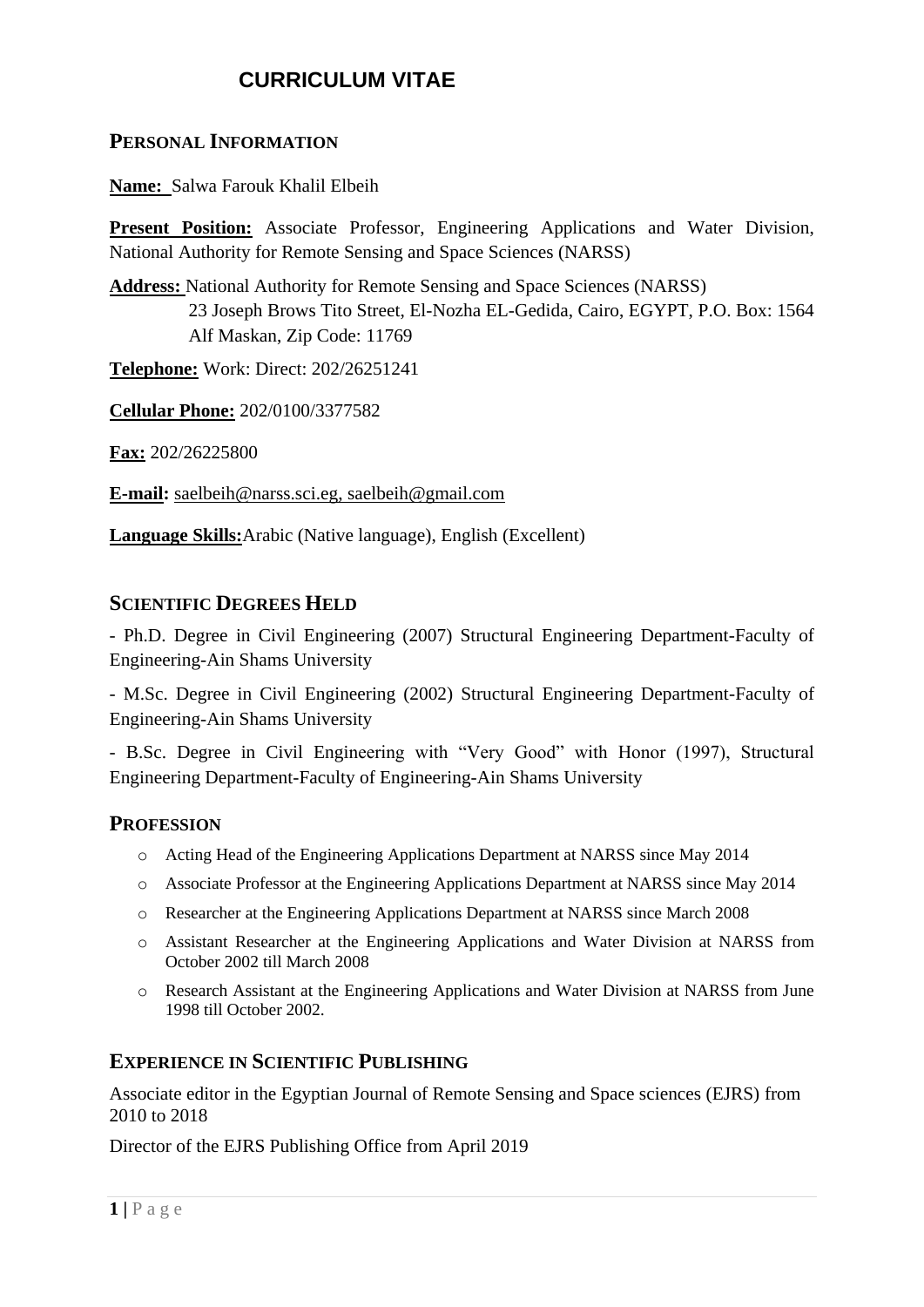# CURRICULUM VITAE

## PERSONAL INFORMATION

**Name:** Salwa Farouk Khalil Elbeih

**Present Position:** Associate Professor, Engineering Applications and Water Division, National Authority for Remote Sensing and Space Sciences (NARSS)

**Address:** National Authority for Remote Sensing and Space Sciences (NARSS)
23 Joseph Brows Tito Street, El-Nozha EL-Gedida, Cairo, EGYPT, P.O. Box: 1564 Alf Maskan, Zip Code: 11769

**Telephone:** Work: Direct: 202/26251241

**Cellular Phone:** 202/0100/3377582

**Fax:** 202/26225800

**E-mail:** saelbeih@narss.sci.eg, saelbeih@gmail.com

**Language Skills:** Arabic (Native language), English (Excellent)

## SCIENTIFIC DEGREES HELD

- Ph.D. Degree in Civil Engineering (2007) Structural Engineering Department-Faculty of Engineering-Ain Shams University

- M.Sc. Degree in Civil Engineering (2002) Structural Engineering Department-Faculty of Engineering-Ain Shams University

- B.Sc. Degree in Civil Engineering with "Very Good" with Honor (1997), Structural Engineering Department-Faculty of Engineering-Ain Shams University

## PROFESSION

- Acting Head of the Engineering Applications Department at NARSS since May 2014
- Associate Professor at the Engineering Applications Department at NARSS since May 2014
- Researcher at the Engineering Applications Department at NARSS since March 2008
- Assistant Researcher at the Engineering Applications and Water Division at NARSS from October 2002 till March 2008
- Research Assistant at the Engineering Applications and Water Division at NARSS from June 1998 till October 2002.

## EXPERIENCE IN SCIENTIFIC PUBLISHING

Associate editor in the Egyptian Journal of Remote Sensing and Space sciences (EJRS) from 2010 to 2018

Director of the EJRS Publishing Office from April 2019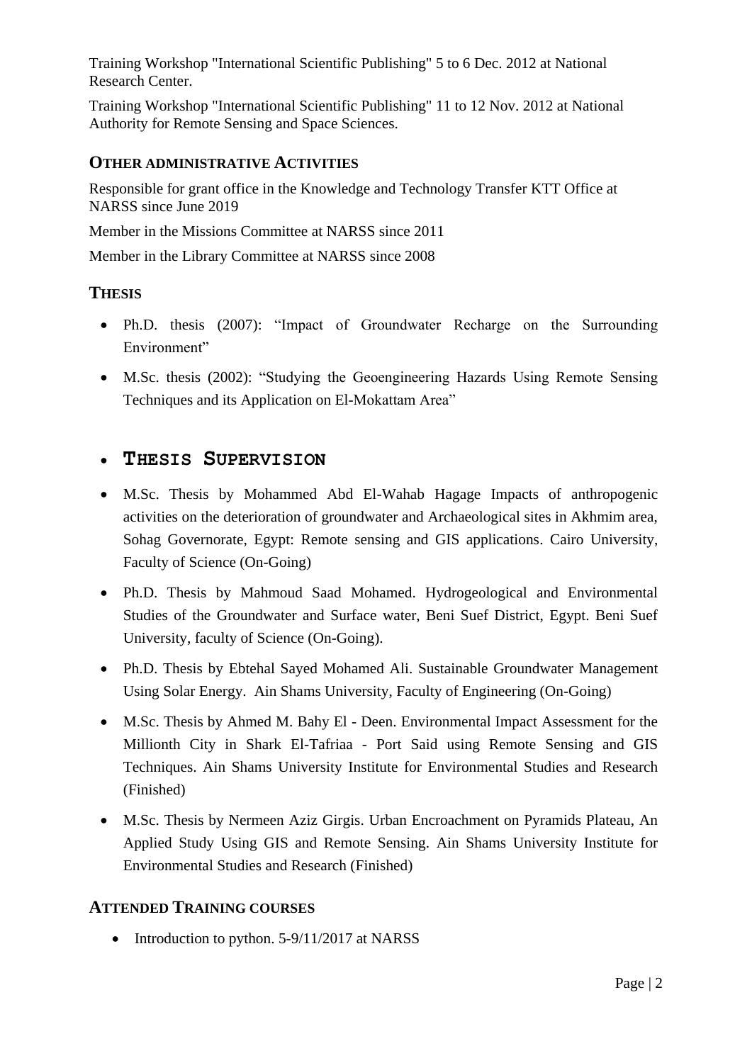Training Workshop "International Scientific Publishing" 5 to 6 Dec. 2012 at National Research Center.

Training Workshop "International Scientific Publishing" 11 to 12 Nov. 2012 at National Authority for Remote Sensing and Space Sciences.

## OTHER ADMINISTRATIVE ACTIVITIES

Responsible for grant office in the Knowledge and Technology Transfer KTT Office at NARSS since June 2019

Member in the Missions Committee at NARSS since 2011

Member in the Library Committee at NARSS since 2008

## THESIS

- Ph.D. thesis (2007): "Impact of Groundwater Recharge on the Surrounding Environment"
- M.Sc. thesis (2002): "Studying the Geoengineering Hazards Using Remote Sensing Techniques and its Application on El-Mokattam Area"

## THESIS SUPERVISION

- M.Sc. Thesis by Mohammed Abd El-Wahab Hagage Impacts of anthropogenic activities on the deterioration of groundwater and Archaeological sites in Akhmim area, Sohag Governorate, Egypt: Remote sensing and GIS applications. Cairo University, Faculty of Science (On-Going)
- Ph.D. Thesis by Mahmoud Saad Mohamed. Hydrogeological and Environmental Studies of the Groundwater and Surface water, Beni Suef District, Egypt. Beni Suef University, faculty of Science (On-Going).
- Ph.D. Thesis by Ebtehal Sayed Mohamed Ali. Sustainable Groundwater Management Using Solar Energy. Ain Shams University, Faculty of Engineering (On-Going)
- M.Sc. Thesis by Ahmed M. Bahy El - Deen. Environmental Impact Assessment for the Millionth City in Shark El-Tafriaa - Port Said using Remote Sensing and GIS Techniques. Ain Shams University Institute for Environmental Studies and Research (Finished)
- M.Sc. Thesis by Nermeen Aziz Girgis. Urban Encroachment on Pyramids Plateau, An Applied Study Using GIS and Remote Sensing. Ain Shams University Institute for Environmental Studies and Research (Finished)

## ATTENDED TRAINING COURSES

- Introduction to python. 5-9/11/2017 at NARSS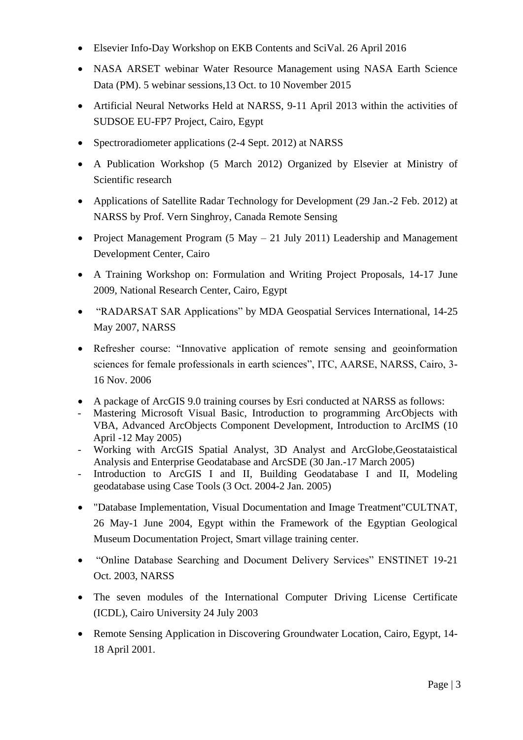- Elsevier Info-Day Workshop on EKB Contents and SciVal. 26 April 2016
- NASA ARSET webinar Water Resource Management using NASA Earth Science Data (PM). 5 webinar sessions,13 Oct. to 10 November 2015
- Artificial Neural Networks Held at NARSS, 9-11 April 2013 within the activities of SUDSOE EU-FP7 Project, Cairo, Egypt
- Spectroradiometer applications (2-4 Sept. 2012) at NARSS
- A Publication Workshop (5 March 2012) Organized by Elsevier at Ministry of Scientific research
- Applications of Satellite Radar Technology for Development (29 Jan.-2 Feb. 2012) at NARSS by Prof. Vern Singhroy, Canada Remote Sensing
- Project Management Program (5 May – 21 July 2011) Leadership and Management Development Center, Cairo
- A Training Workshop on: Formulation and Writing Project Proposals, 14-17 June 2009, National Research Center, Cairo, Egypt
- "RADARSAT SAR Applications" by MDA Geospatial Services International, 14-25 May 2007, NARSS
- Refresher course: "Innovative application of remote sensing and geoinformation sciences for female professionals in earth sciences", ITC, AARSE, NARSS, Cairo, 3-16 Nov. 2006
- A package of ArcGIS 9.0 training courses by Esri conducted at NARSS as follows:
  - Mastering Microsoft Visual Basic, Introduction to programming ArcObjects with VBA, Advanced ArcObjects Component Development, Introduction to ArcIMS (10 April -12 May 2005)
  - Working with ArcGIS Spatial Analyst, 3D Analyst and ArcGlobe,Geostataistical Analysis and Enterprise Geodatabase and ArcSDE (30 Jan.-17 March 2005)
  - Introduction to ArcGIS I and II, Building Geodatabase I and II, Modeling geodatabase using Case Tools (3 Oct. 2004-2 Jan. 2005)
- "Database Implementation, Visual Documentation and Image Treatment"CULTNAT, 26 May-1 June 2004, Egypt within the Framework of the Egyptian Geological Museum Documentation Project, Smart village training center.
- "Online Database Searching and Document Delivery Services" ENSTINET 19-21 Oct. 2003, NARSS
- The seven modules of the International Computer Driving License Certificate (ICDL), Cairo University 24 July 2003
- Remote Sensing Application in Discovering Groundwater Location, Cairo, Egypt, 14-18 April 2001.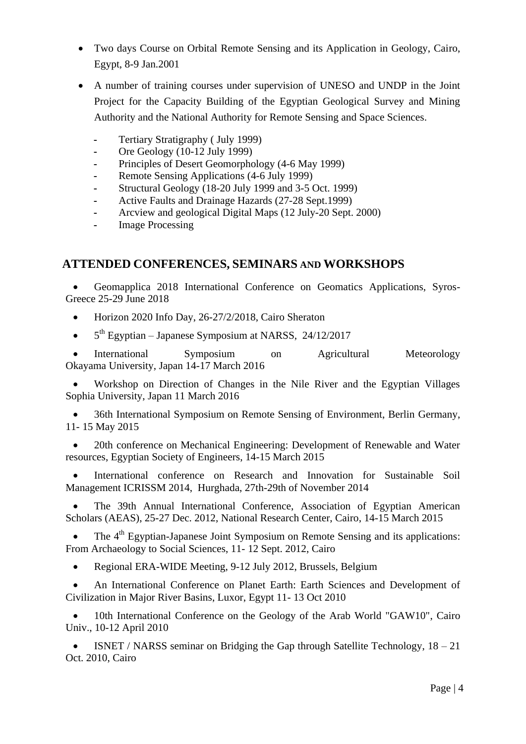- Two days Course on Orbital Remote Sensing and its Application in Geology, Cairo, Egypt, 8-9 Jan.2001
- A number of training courses under supervision of UNESO and UNDP in the Joint Project for the Capacity Building of the Egyptian Geological Survey and Mining Authority and the National Authority for Remote Sensing and Space Sciences.
  - Tertiary Stratigraphy ( July 1999)
  - Ore Geology (10-12 July 1999)
  - Principles of Desert Geomorphology (4-6 May 1999)
  - Remote Sensing Applications (4-6 July 1999)
  - Structural Geology (18-20 July 1999 and 3-5 Oct. 1999)
  - Active Faults and Drainage Hazards (27-28 Sept.1999)
  - Arcview and geological Digital Maps (12 July-20 Sept. 2000)
  - Image Processing

## ATTENDED CONFERENCES, SEMINARS AND WORKSHOPS

- Geomapplica 2018 International Conference on Geomatics Applications, Syros-Greece 25-29 June 2018
- Horizon 2020 Info Day, 26-27/2/2018, Cairo Sheraton
- 5th Egyptian – Japanese Symposium at NARSS, 24/12/2017
- International Symposium on Agricultural Meteorology Okayama University, Japan 14-17 March 2016
- Workshop on Direction of Changes in the Nile River and the Egyptian Villages Sophia University, Japan 11 March 2016
- 36th International Symposium on Remote Sensing of Environment, Berlin Germany, 11- 15 May 2015
- 20th conference on Mechanical Engineering: Development of Renewable and Water resources, Egyptian Society of Engineers, 14-15 March 2015
- International conference on Research and Innovation for Sustainable Soil Management ICRISSM 2014, Hurghada, 27th-29th of November 2014
- The 39th Annual International Conference, Association of Egyptian American Scholars (AEAS), 25-27 Dec. 2012, National Research Center, Cairo, 14-15 March 2015
- The 4th Egyptian-Japanese Joint Symposium on Remote Sensing and its applications: From Archaeology to Social Sciences, 11- 12 Sept. 2012, Cairo
- Regional ERA-WIDE Meeting, 9-12 July 2012, Brussels, Belgium
- An International Conference on Planet Earth: Earth Sciences and Development of Civilization in Major River Basins, Luxor, Egypt 11- 13 Oct 2010
- 10th International Conference on the Geology of the Arab World "GAW10", Cairo Univ., 10-12 April 2010
- ISNET / NARSS seminar on Bridging the Gap through Satellite Technology, 18 – 21 Oct. 2010, Cairo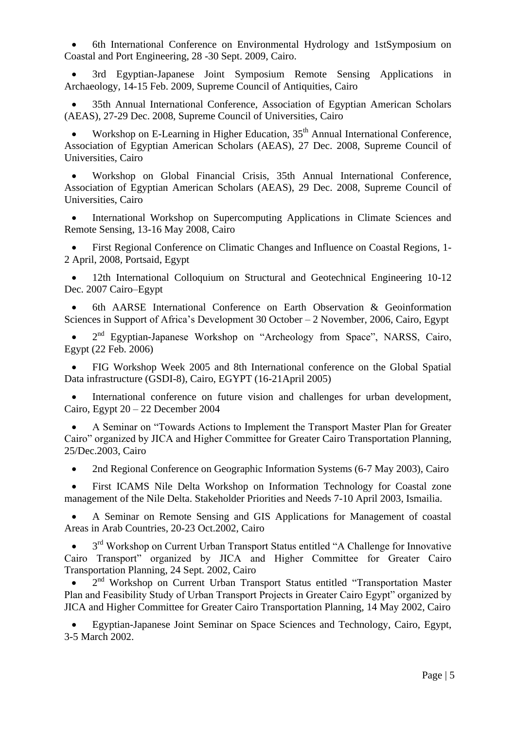- 6th International Conference on Environmental Hydrology and 1stSymposium on Coastal and Port Engineering, 28 -30 Sept. 2009, Cairo.
- 3rd Egyptian-Japanese Joint Symposium Remote Sensing Applications in Archaeology, 14-15 Feb. 2009, Supreme Council of Antiquities, Cairo
- 35th Annual International Conference, Association of Egyptian American Scholars (AEAS), 27-29 Dec. 2008, Supreme Council of Universities, Cairo
- Workshop on E-Learning in Higher Education, 35th Annual International Conference, Association of Egyptian American Scholars (AEAS), 27 Dec. 2008, Supreme Council of Universities, Cairo
- Workshop on Global Financial Crisis, 35th Annual International Conference, Association of Egyptian American Scholars (AEAS), 29 Dec. 2008, Supreme Council of Universities, Cairo
- International Workshop on Supercomputing Applications in Climate Sciences and Remote Sensing, 13-16 May 2008, Cairo
- First Regional Conference on Climatic Changes and Influence on Coastal Regions, 1-2 April, 2008, Portsaid, Egypt
- 12th International Colloquium on Structural and Geotechnical Engineering 10-12 Dec. 2007 Cairo–Egypt
- 6th AARSE International Conference on Earth Observation & Geoinformation Sciences in Support of Africa's Development 30 October – 2 November, 2006, Cairo, Egypt
- 2nd Egyptian-Japanese Workshop on "Archeology from Space", NARSS, Cairo, Egypt (22 Feb. 2006)
- FIG Workshop Week 2005 and 8th International conference on the Global Spatial Data infrastructure (GSDI-8), Cairo, EGYPT (16-21April 2005)
- International conference on future vision and challenges for urban development, Cairo, Egypt 20 – 22 December 2004
- A Seminar on "Towards Actions to Implement the Transport Master Plan for Greater Cairo" organized by JICA and Higher Committee for Greater Cairo Transportation Planning, 25/Dec.2003, Cairo
- 2nd Regional Conference on Geographic Information Systems (6-7 May 2003), Cairo
- First ICAMS Nile Delta Workshop on Information Technology for Coastal zone management of the Nile Delta. Stakeholder Priorities and Needs 7-10 April 2003, Ismailia.
- A Seminar on Remote Sensing and GIS Applications for Management of coastal Areas in Arab Countries, 20-23 Oct.2002, Cairo
- 3rd Workshop on Current Urban Transport Status entitled "A Challenge for Innovative Cairo Transport" organized by JICA and Higher Committee for Greater Cairo Transportation Planning, 24 Sept. 2002, Cairo
- 2nd Workshop on Current Urban Transport Status entitled "Transportation Master Plan and Feasibility Study of Urban Transport Projects in Greater Cairo Egypt" organized by JICA and Higher Committee for Greater Cairo Transportation Planning, 14 May 2002, Cairo
- Egyptian-Japanese Joint Seminar on Space Sciences and Technology, Cairo, Egypt, 3-5 March 2002.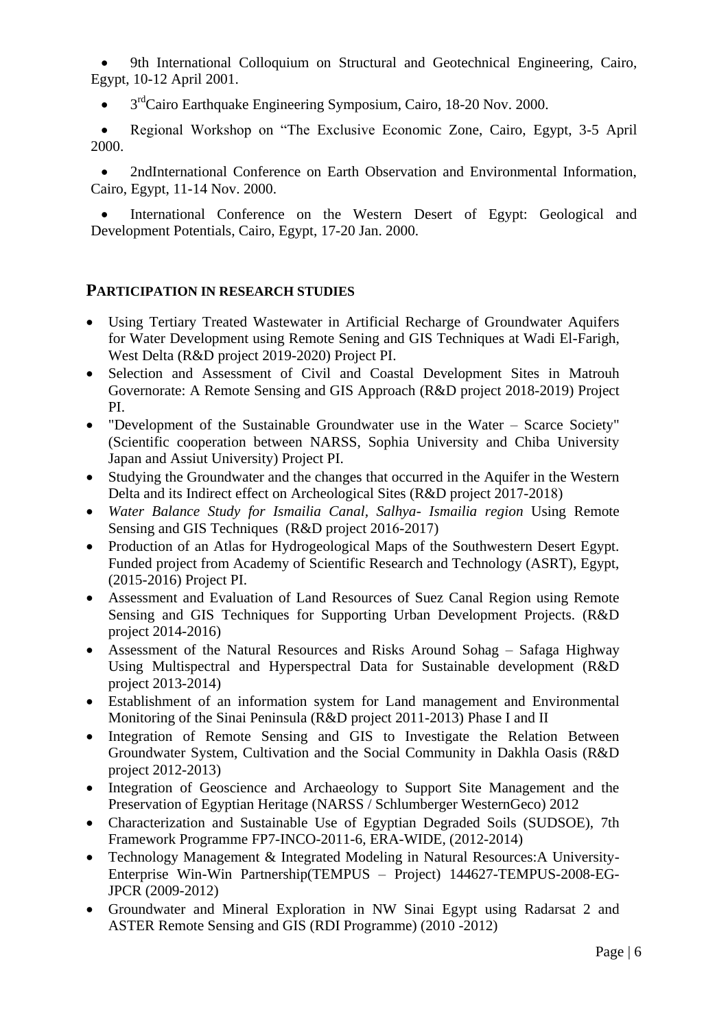- 9th International Colloquium on Structural and Geotechnical Engineering, Cairo, Egypt, 10-12 April 2001.
- 3rdCairo Earthquake Engineering Symposium, Cairo, 18-20 Nov. 2000.
- Regional Workshop on "The Exclusive Economic Zone, Cairo, Egypt, 3-5 April 2000.
- 2ndInternational Conference on Earth Observation and Environmental Information, Cairo, Egypt, 11-14 Nov. 2000.
- International Conference on the Western Desert of Egypt: Geological and Development Potentials, Cairo, Egypt, 17-20 Jan. 2000.

## PARTICIPATION IN RESEARCH STUDIES

- Using Tertiary Treated Wastewater in Artificial Recharge of Groundwater Aquifers for Water Development using Remote Sening and GIS Techniques at Wadi El-Farigh, West Delta (R&D project 2019-2020) Project PI.
- Selection and Assessment of Civil and Coastal Development Sites in Matrouh Governorate: A Remote Sensing and GIS Approach (R&D project 2018-2019) Project PI.
- "Development of the Sustainable Groundwater use in the Water – Scarce Society" (Scientific cooperation between NARSS, Sophia University and Chiba University Japan and Assiut University) Project PI.
- Studying the Groundwater and the changes that occurred in the Aquifer in the Western Delta and its Indirect effect on Archeological Sites (R&D project 2017-2018)
- *Water Balance Study for Ismailia Canal, Salhya- Ismailia region* Using Remote Sensing and GIS Techniques (R&D project 2016-2017)
- Production of an Atlas for Hydrogeological Maps of the Southwestern Desert Egypt. Funded project from Academy of Scientific Research and Technology (ASRT), Egypt, (2015-2016) Project PI.
- Assessment and Evaluation of Land Resources of Suez Canal Region using Remote Sensing and GIS Techniques for Supporting Urban Development Projects. (R&D project 2014-2016)
- Assessment of the Natural Resources and Risks Around Sohag – Safaga Highway Using Multispectral and Hyperspectral Data for Sustainable development (R&D project 2013-2014)
- Establishment of an information system for Land management and Environmental Monitoring of the Sinai Peninsula (R&D project 2011-2013) Phase I and II
- Integration of Remote Sensing and GIS to Investigate the Relation Between Groundwater System, Cultivation and the Social Community in Dakhla Oasis (R&D project 2012-2013)
- Integration of Geoscience and Archaeology to Support Site Management and the Preservation of Egyptian Heritage (NARSS / Schlumberger WesternGeco) 2012
- Characterization and Sustainable Use of Egyptian Degraded Soils (SUDSOE), 7th Framework Programme FP7-INCO-2011-6, ERA-WIDE, (2012-2014)
- Technology Management & Integrated Modeling in Natural Resources:A University-Enterprise Win-Win Partnership(TEMPUS – Project) 144627-TEMPUS-2008-EG-JPCR (2009-2012)
- Groundwater and Mineral Exploration in NW Sinai Egypt using Radarsat 2 and ASTER Remote Sensing and GIS (RDI Programme) (2010 -2012)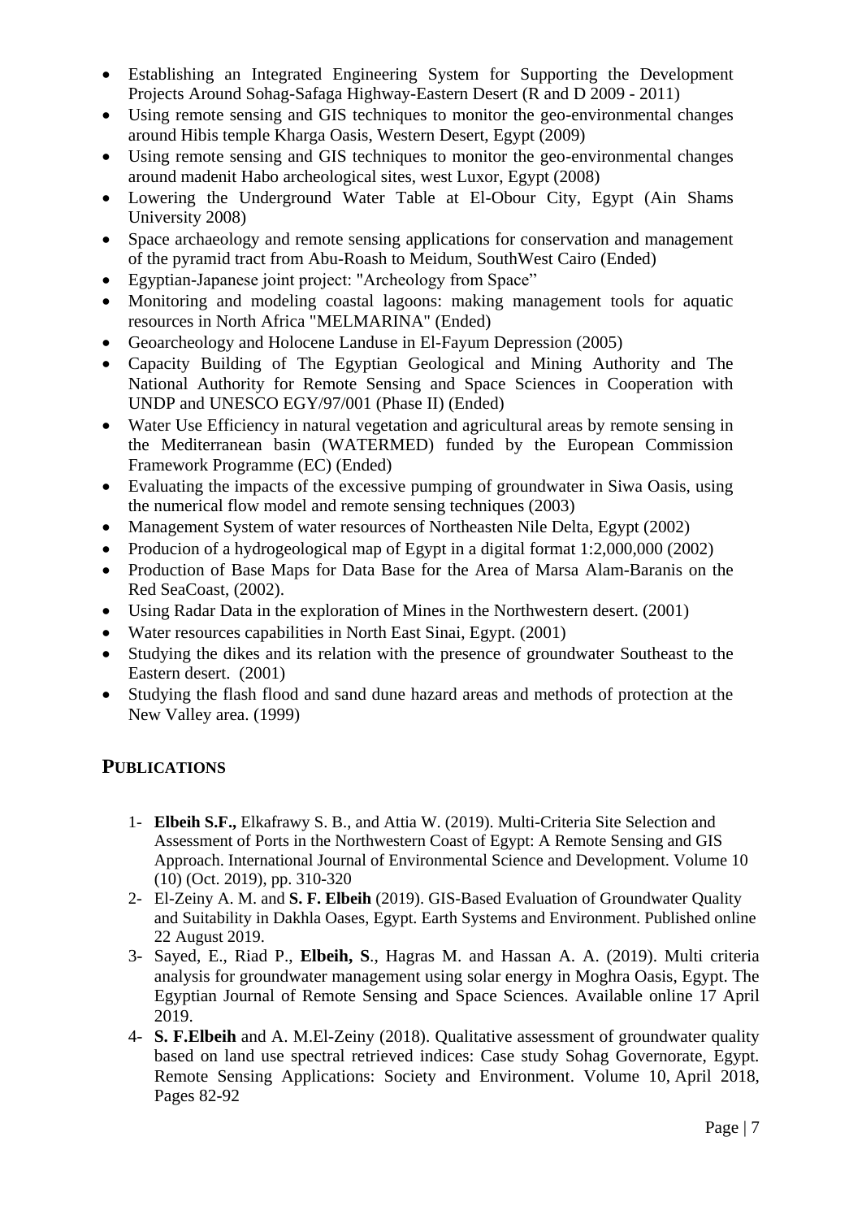- Establishing an Integrated Engineering System for Supporting the Development Projects Around Sohag-Safaga Highway-Eastern Desert (R and D 2009 - 2011)
- Using remote sensing and GIS techniques to monitor the geo-environmental changes around Hibis temple Kharga Oasis, Western Desert, Egypt (2009)
- Using remote sensing and GIS techniques to monitor the geo-environmental changes around madenit Habo archeological sites, west Luxor, Egypt (2008)
- Lowering the Underground Water Table at El-Obour City, Egypt (Ain Shams University 2008)
- Space archaeology and remote sensing applications for conservation and management of the pyramid tract from Abu-Roash to Meidum, SouthWest Cairo (Ended)
- Egyptian-Japanese joint project: "Archeology from Space"
- Monitoring and modeling coastal lagoons: making management tools for aquatic resources in North Africa "MELMARINA" (Ended)
- Geoarcheology and Holocene Landuse in El-Fayum Depression (2005)
- Capacity Building of The Egyptian Geological and Mining Authority and The National Authority for Remote Sensing and Space Sciences in Cooperation with UNDP and UNESCO EGY/97/001 (Phase II) (Ended)
- Water Use Efficiency in natural vegetation and agricultural areas by remote sensing in the Mediterranean basin (WATERMED) funded by the European Commission Framework Programme (EC) (Ended)
- Evaluating the impacts of the excessive pumping of groundwater in Siwa Oasis, using the numerical flow model and remote sensing techniques (2003)
- Management System of water resources of Northeasten Nile Delta, Egypt (2002)
- Producion of a hydrogeological map of Egypt in a digital format 1:2,000,000 (2002)
- Production of Base Maps for Data Base for the Area of Marsa Alam-Baranis on the Red SeaCoast, (2002).
- Using Radar Data in the exploration of Mines in the Northwestern desert. (2001)
- Water resources capabilities in North East Sinai, Egypt. (2001)
- Studying the dikes and its relation with the presence of groundwater Southeast to the Eastern desert. (2001)
- Studying the flash flood and sand dune hazard areas and methods of protection at the New Valley area. (1999)

## PUBLICATIONS

1- **Elbeih S.F.,** Elkafrawy S. B., and Attia W. (2019). Multi-Criteria Site Selection and Assessment of Ports in the Northwestern Coast of Egypt: A Remote Sensing and GIS Approach. International Journal of Environmental Science and Development. Volume 10 (10) (Oct. 2019), pp. 310-320

2- El-Zeiny A. M. and **S. F. Elbeih** (2019). GIS-Based Evaluation of Groundwater Quality and Suitability in Dakhla Oases, Egypt. Earth Systems and Environment. Published online 22 August 2019.

3- Sayed, E., Riad P., **Elbeih, S**., Hagras M. and Hassan A. A. (2019). Multi criteria analysis for groundwater management using solar energy in Moghra Oasis, Egypt. The Egyptian Journal of Remote Sensing and Space Sciences. Available online 17 April 2019.

4- **S. F.Elbeih** and A. M.El-Zeiny (2018). Qualitative assessment of groundwater quality based on land use spectral retrieved indices: Case study Sohag Governorate, Egypt. Remote Sensing Applications: Society and Environment. Volume 10, April 2018, Pages 82-92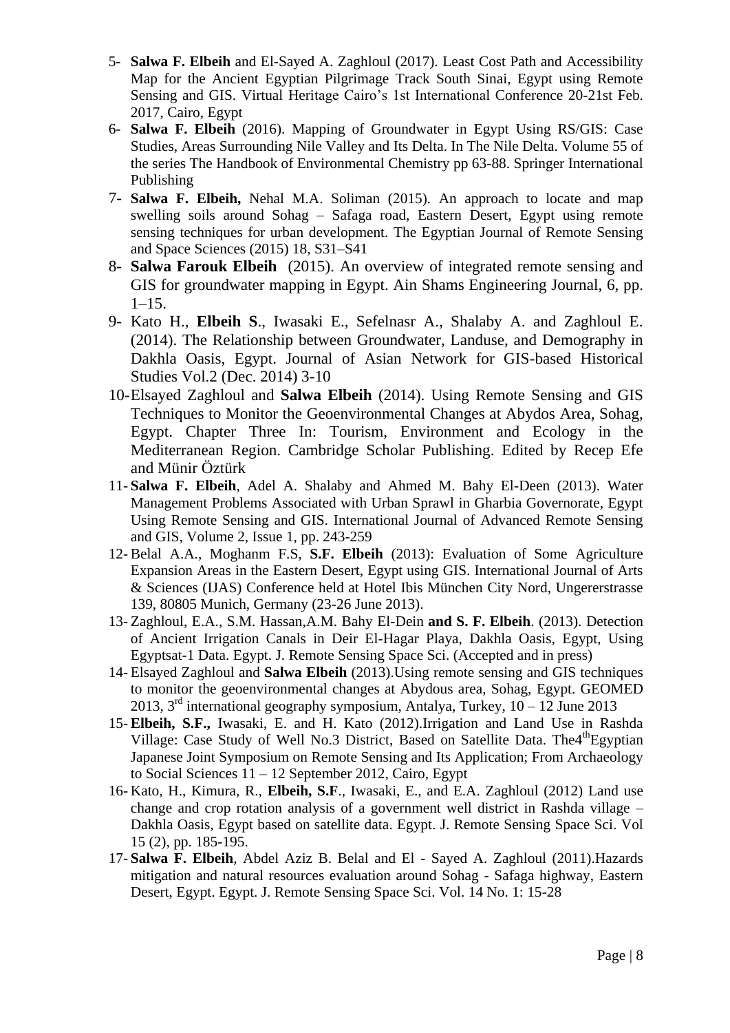5- **Salwa F. Elbeih** and El-Sayed A. Zaghloul (2017). Least Cost Path and Accessibility Map for the Ancient Egyptian Pilgrimage Track South Sinai, Egypt using Remote Sensing and GIS. Virtual Heritage Cairo's 1st International Conference 20-21st Feb. 2017, Cairo, Egypt

6- **Salwa F. Elbeih** (2016). Mapping of Groundwater in Egypt Using RS/GIS: Case Studies, Areas Surrounding Nile Valley and Its Delta. In The Nile Delta. Volume 55 of the series The Handbook of Environmental Chemistry pp 63-88. Springer International Publishing

7- **Salwa F. Elbeih,** Nehal M.A. Soliman (2015). An approach to locate and map swelling soils around Sohag – Safaga road, Eastern Desert, Egypt using remote sensing techniques for urban development. The Egyptian Journal of Remote Sensing and Space Sciences (2015) 18, S31–S41

8- **Salwa Farouk Elbeih** (2015). An overview of integrated remote sensing and GIS for groundwater mapping in Egypt. Ain Shams Engineering Journal, 6, pp. 1–15.

9- Kato H., **Elbeih S**., Iwasaki E., Sefelnasr A., Shalaby A. and Zaghloul E. (2014). The Relationship between Groundwater, Landuse, and Demography in Dakhla Oasis, Egypt. Journal of Asian Network for GIS-based Historical Studies Vol.2 (Dec. 2014) 3-10

10- Elsayed Zaghloul and **Salwa Elbeih** (2014). Using Remote Sensing and GIS Techniques to Monitor the Geoenvironmental Changes at Abydos Area, Sohag, Egypt. Chapter Three In: Tourism, Environment and Ecology in the Mediterranean Region. Cambridge Scholar Publishing. Edited by Recep Efe and Münir Öztürk

11- **Salwa F. Elbeih**, Adel A. Shalaby and Ahmed M. Bahy El-Deen (2013). Water Management Problems Associated with Urban Sprawl in Gharbia Governorate, Egypt Using Remote Sensing and GIS. International Journal of Advanced Remote Sensing and GIS, Volume 2, Issue 1, pp. 243-259

12- Belal A.A., Moghanm F.S, **S.F. Elbeih** (2013): Evaluation of Some Agriculture Expansion Areas in the Eastern Desert, Egypt using GIS. International Journal of Arts & Sciences (IJAS) Conference held at Hotel Ibis München City Nord, Ungererstrasse 139, 80805 Munich, Germany (23-26 June 2013).

13- Zaghloul, E.A., S.M. Hassan,A.M. Bahy El-Dein **and S. F. Elbeih**. (2013). Detection of Ancient Irrigation Canals in Deir El-Hagar Playa, Dakhla Oasis, Egypt, Using Egyptsat-1 Data. Egypt. J. Remote Sensing Space Sci. (Accepted and in press)

14- Elsayed Zaghloul and **Salwa Elbeih** (2013).Using remote sensing and GIS techniques to monitor the geoenvironmental changes at Abydous area, Sohag, Egypt. GEOMED 2013, 3rd international geography symposium, Antalya, Turkey, 10 – 12 June 2013

15- **Elbeih, S.F.,** Iwasaki, E. and H. Kato (2012).Irrigation and Land Use in Rashda Village: Case Study of Well No.3 District, Based on Satellite Data. The4th Egyptian Japanese Joint Symposium on Remote Sensing and Its Application; From Archaeology to Social Sciences 11 – 12 September 2012, Cairo, Egypt

16- Kato, H., Kimura, R., **Elbeih, S.F**., Iwasaki, E., and E.A. Zaghloul (2012) Land use change and crop rotation analysis of a government well district in Rashda village – Dakhla Oasis, Egypt based on satellite data. Egypt. J. Remote Sensing Space Sci. Vol 15 (2), pp. 185-195.

17- **Salwa F. Elbeih**, Abdel Aziz B. Belal and El - Sayed A. Zaghloul (2011).Hazards mitigation and natural resources evaluation around Sohag - Safaga highway, Eastern Desert, Egypt. Egypt. J. Remote Sensing Space Sci. Vol. 14 No. 1: 15-28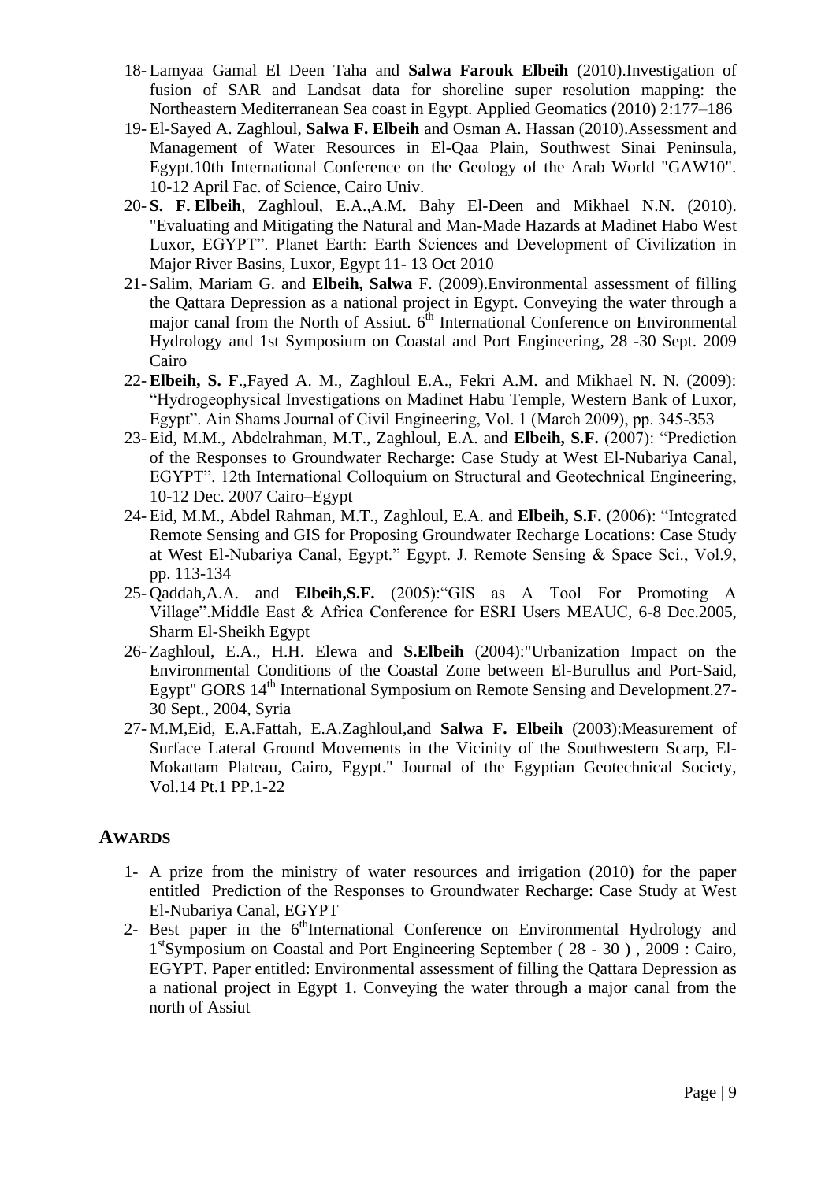18- Lamyaa Gamal El Deen Taha and **Salwa Farouk Elbeih** (2010).Investigation of fusion of SAR and Landsat data for shoreline super resolution mapping: the Northeastern Mediterranean Sea coast in Egypt. Applied Geomatics (2010) 2:177–186

19- El-Sayed A. Zaghloul, **Salwa F. Elbeih** and Osman A. Hassan (2010).Assessment and Management of Water Resources in El-Qaa Plain, Southwest Sinai Peninsula, Egypt.10th International Conference on the Geology of the Arab World "GAW10". 10-12 April Fac. of Science, Cairo Univ.

20- **S. F. Elbeih**, Zaghloul, E.A.,A.M. Bahy El-Deen and Mikhael N.N. (2010). "Evaluating and Mitigating the Natural and Man-Made Hazards at Madinet Habo West Luxor, EGYPT". Planet Earth: Earth Sciences and Development of Civilization in Major River Basins, Luxor, Egypt 11- 13 Oct 2010

21- Salim, Mariam G. and **Elbeih, Salwa** F. (2009).Environmental assessment of filling the Qattara Depression as a national project in Egypt. Conveying the water through a major canal from the North of Assiut. 6th International Conference on Environmental Hydrology and 1st Symposium on Coastal and Port Engineering, 28 -30 Sept. 2009 Cairo

22- **Elbeih, S. F**.,Fayed A. M., Zaghloul E.A., Fekri A.M. and Mikhael N. N. (2009): "Hydrogeophysical Investigations on Madinet Habu Temple, Western Bank of Luxor, Egypt". Ain Shams Journal of Civil Engineering, Vol. 1 (March 2009), pp. 345-353

23- Eid, M.M., Abdelrahman, M.T., Zaghloul, E.A. and **Elbeih, S.F.** (2007): "Prediction of the Responses to Groundwater Recharge: Case Study at West El-Nubariya Canal, EGYPT". 12th International Colloquium on Structural and Geotechnical Engineering, 10-12 Dec. 2007 Cairo–Egypt

24- Eid, M.M., Abdel Rahman, M.T., Zaghloul, E.A. and **Elbeih, S.F.** (2006): "Integrated Remote Sensing and GIS for Proposing Groundwater Recharge Locations: Case Study at West El-Nubariya Canal, Egypt." Egypt. J. Remote Sensing & Space Sci., Vol.9, pp. 113-134

25- Qaddah,A.A. and **Elbeih,S.F.** (2005):"GIS as A Tool For Promoting A Village".Middle East & Africa Conference for ESRI Users MEAUC, 6-8 Dec.2005, Sharm El-Sheikh Egypt

26- Zaghloul, E.A., H.H. Elewa and **S.Elbeih** (2004):"Urbanization Impact on the Environmental Conditions of the Coastal Zone between El-Burullus and Port-Said, Egypt" GORS 14th International Symposium on Remote Sensing and Development.27-30 Sept., 2004, Syria

27- M.M,Eid, E.A.Fattah, E.A.Zaghloul,and **Salwa F. Elbeih** (2003):Measurement of Surface Lateral Ground Movements in the Vicinity of the Southwestern Scarp, El-Mokattam Plateau, Cairo, Egypt." Journal of the Egyptian Geotechnical Society, Vol.14 Pt.1 PP.1-22

## AWARDS

1- A prize from the ministry of water resources and irrigation (2010) for the paper entitled Prediction of the Responses to Groundwater Recharge: Case Study at West El-Nubariya Canal, EGYPT

2- Best paper in the 6thInternational Conference on Environmental Hydrology and 1stSymposium on Coastal and Port Engineering September ( 28 - 30 ) , 2009 : Cairo, EGYPT. Paper entitled: Environmental assessment of filling the Qattara Depression as a national project in Egypt 1. Conveying the water through a major canal from the north of Assiut